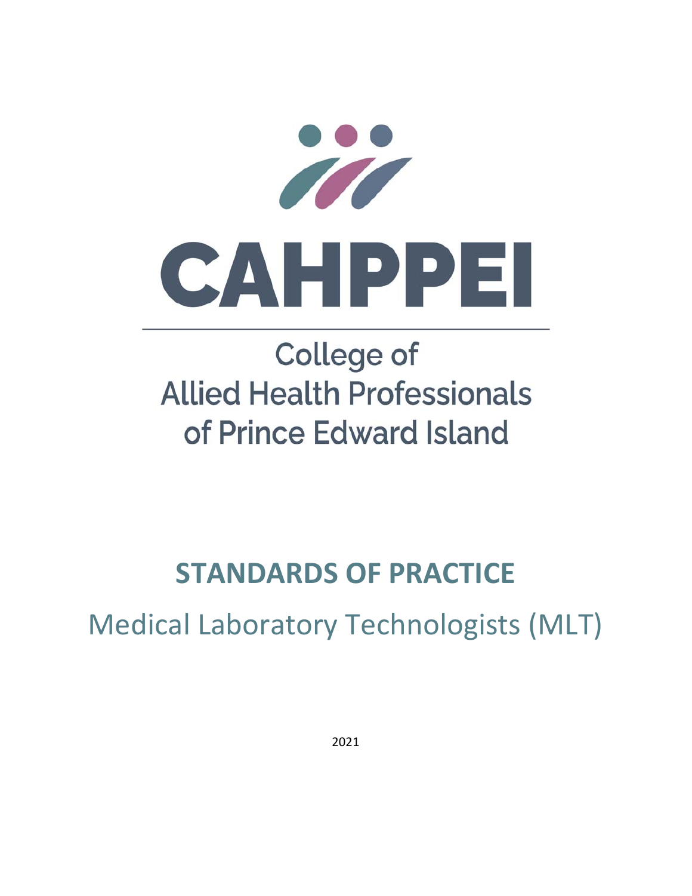# CAHPPEI

College of
Allied Health Professionals
of Prince Edward Island

## STANDARDS OF PRACTICE

Medical Laboratory Technologists (MLT)

2021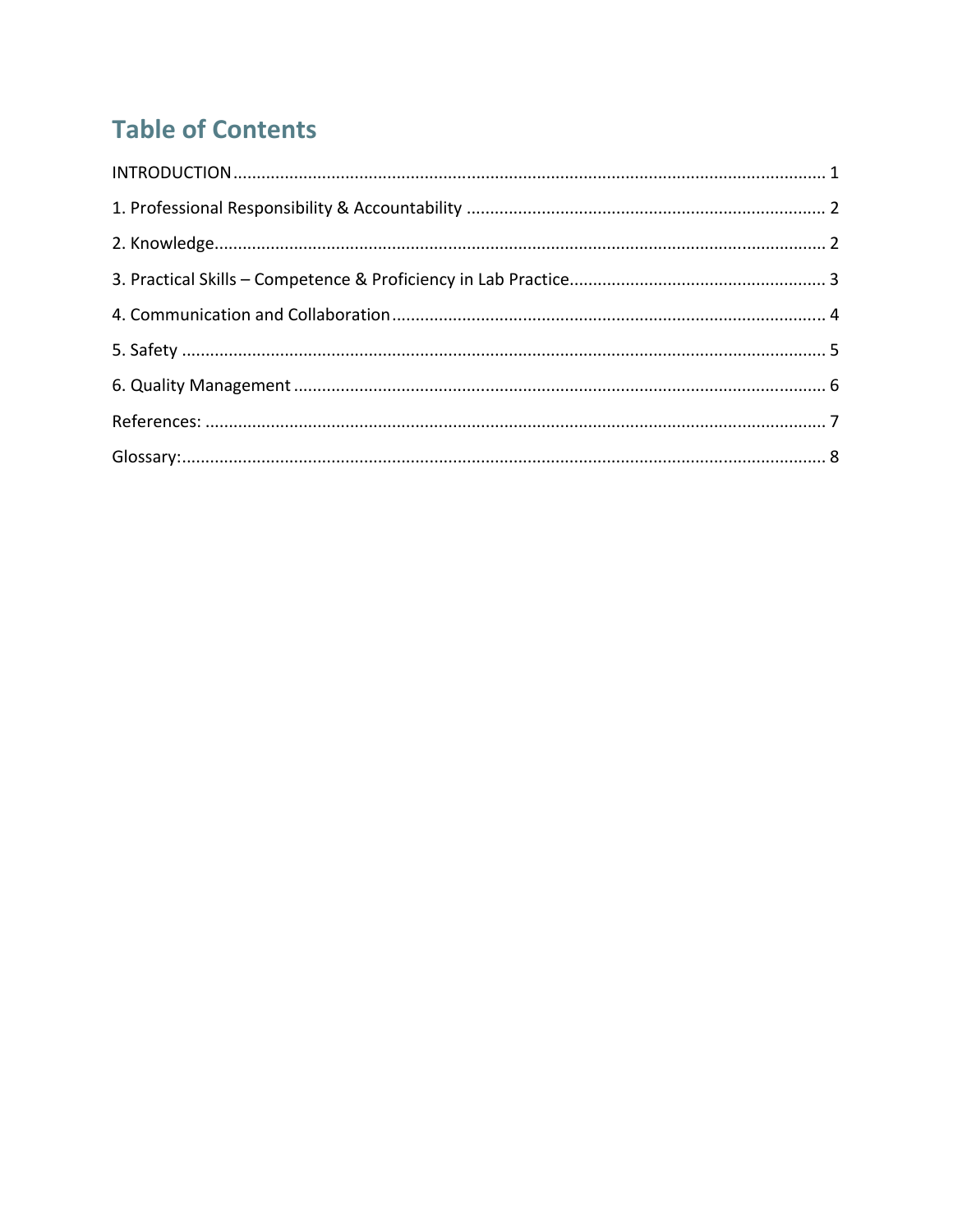# Table of Contents

INTRODUCTION ........................................................................................................................ 1

1. Professional Responsibility & Accountability ........................................................................ 2

2. Knowledge............................................................................................................................ 2

3. Practical Skills – Competence & Proficiency in Lab Practice.................................................. 3

4. Communication and Collaboration ........................................................................................ 4

5. Safety .................................................................................................................................. 5

6. Quality Management ............................................................................................................ 6

References: ............................................................................................................................. 7

Glossary:.................................................................................................................................. 8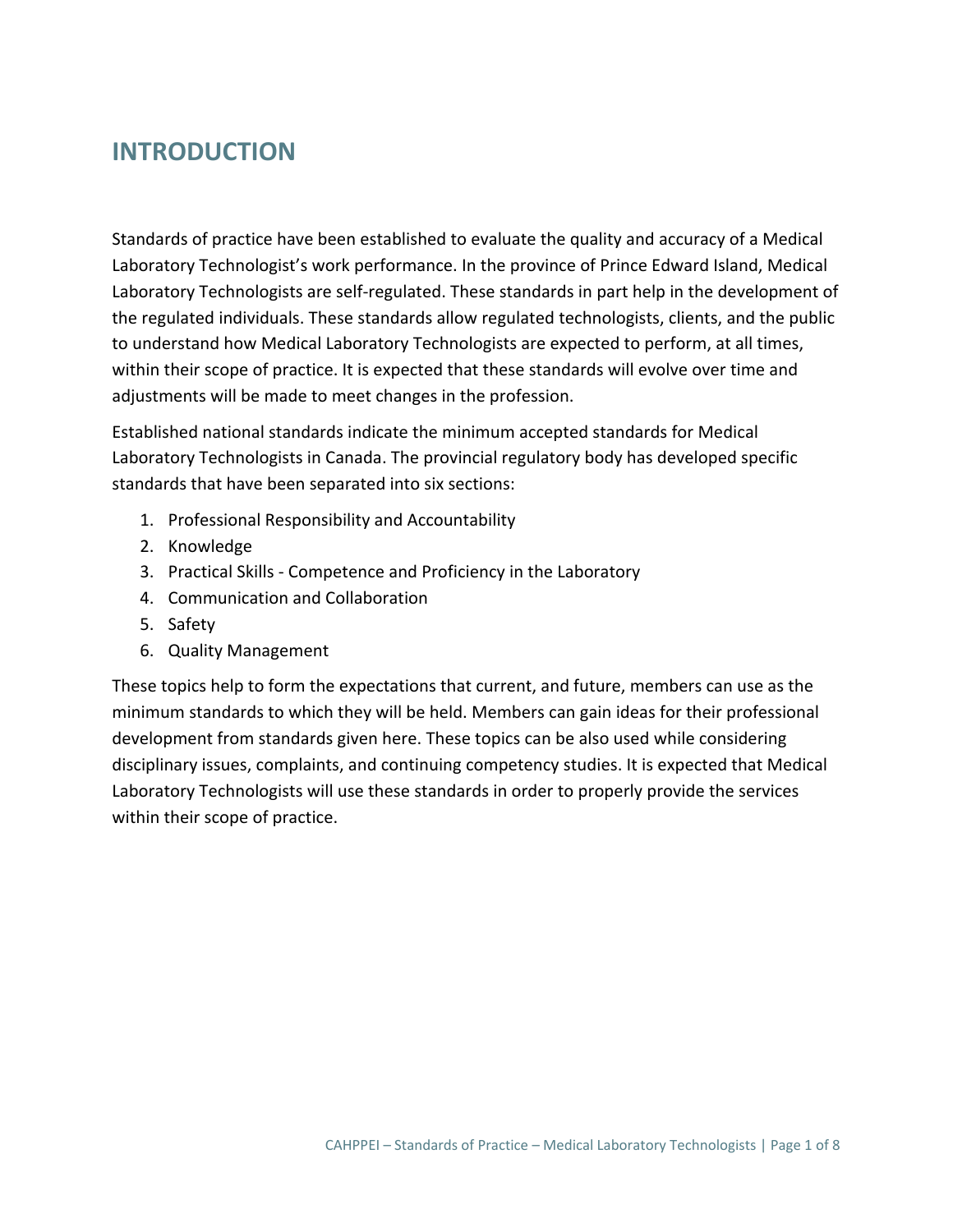# INTRODUCTION

Standards of practice have been established to evaluate the quality and accuracy of a Medical Laboratory Technologist's work performance. In the province of Prince Edward Island, Medical Laboratory Technologists are self-regulated. These standards in part help in the development of the regulated individuals. These standards allow regulated technologists, clients, and the public to understand how Medical Laboratory Technologists are expected to perform, at all times, within their scope of practice. It is expected that these standards will evolve over time and adjustments will be made to meet changes in the profession.

Established national standards indicate the minimum accepted standards for Medical Laboratory Technologists in Canada. The provincial regulatory body has developed specific standards that have been separated into six sections:

1. Professional Responsibility and Accountability
2. Knowledge
3. Practical Skills - Competence and Proficiency in the Laboratory
4. Communication and Collaboration
5. Safety
6. Quality Management

These topics help to form the expectations that current, and future, members can use as the minimum standards to which they will be held. Members can gain ideas for their professional development from standards given here. These topics can be also used while considering disciplinary issues, complaints, and continuing competency studies. It is expected that Medical Laboratory Technologists will use these standards in order to properly provide the services within their scope of practice.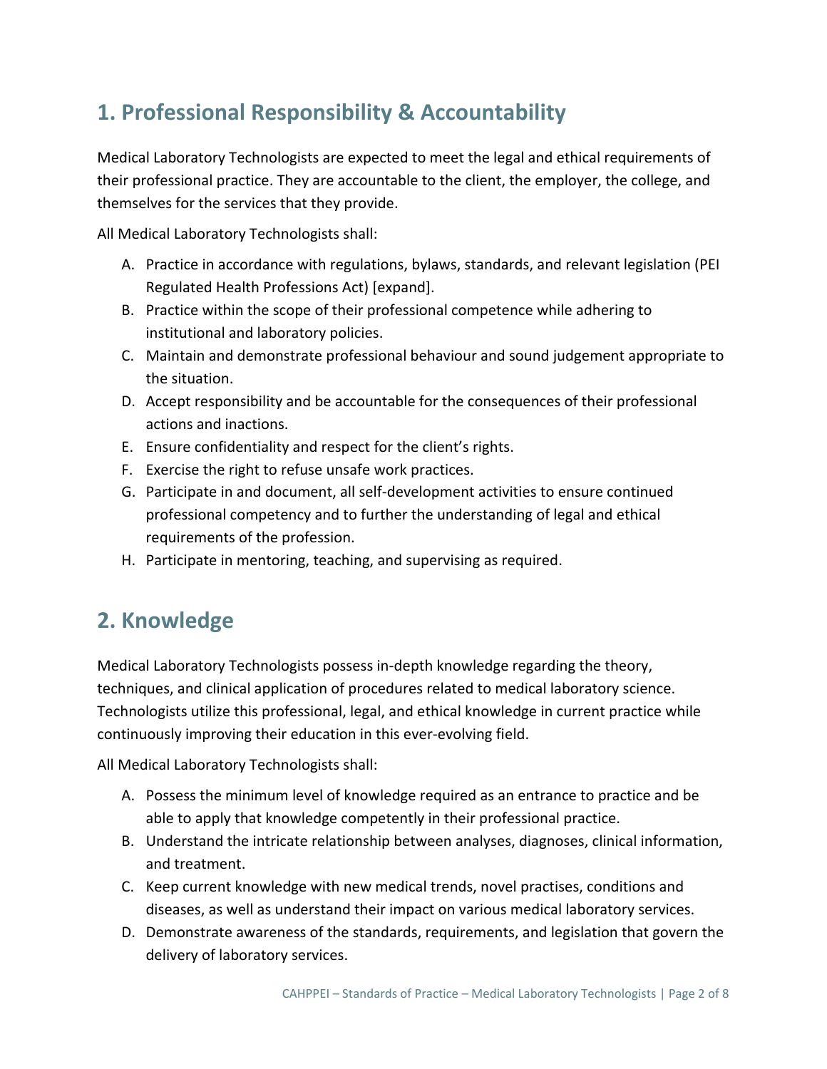## 1. Professional Responsibility & Accountability

Medical Laboratory Technologists are expected to meet the legal and ethical requirements of their professional practice. They are accountable to the client, the employer, the college, and themselves for the services that they provide.

All Medical Laboratory Technologists shall:

A. Practice in accordance with regulations, bylaws, standards, and relevant legislation (PEI Regulated Health Professions Act) [expand].
B. Practice within the scope of their professional competence while adhering to institutional and laboratory policies.
C. Maintain and demonstrate professional behaviour and sound judgement appropriate to the situation.
D. Accept responsibility and be accountable for the consequences of their professional actions and inactions.
E. Ensure confidentiality and respect for the client's rights.
F. Exercise the right to refuse unsafe work practices.
G. Participate in and document, all self-development activities to ensure continued professional competency and to further the understanding of legal and ethical requirements of the profession.
H. Participate in mentoring, teaching, and supervising as required.

## 2. Knowledge

Medical Laboratory Technologists possess in-depth knowledge regarding the theory, techniques, and clinical application of procedures related to medical laboratory science. Technologists utilize this professional, legal, and ethical knowledge in current practice while continuously improving their education in this ever-evolving field.

All Medical Laboratory Technologists shall:

A. Possess the minimum level of knowledge required as an entrance to practice and be able to apply that knowledge competently in their professional practice.
B. Understand the intricate relationship between analyses, diagnoses, clinical information, and treatment.
C. Keep current knowledge with new medical trends, novel practises, conditions and diseases, as well as understand their impact on various medical laboratory services.
D. Demonstrate awareness of the standards, requirements, and legislation that govern the delivery of laboratory services.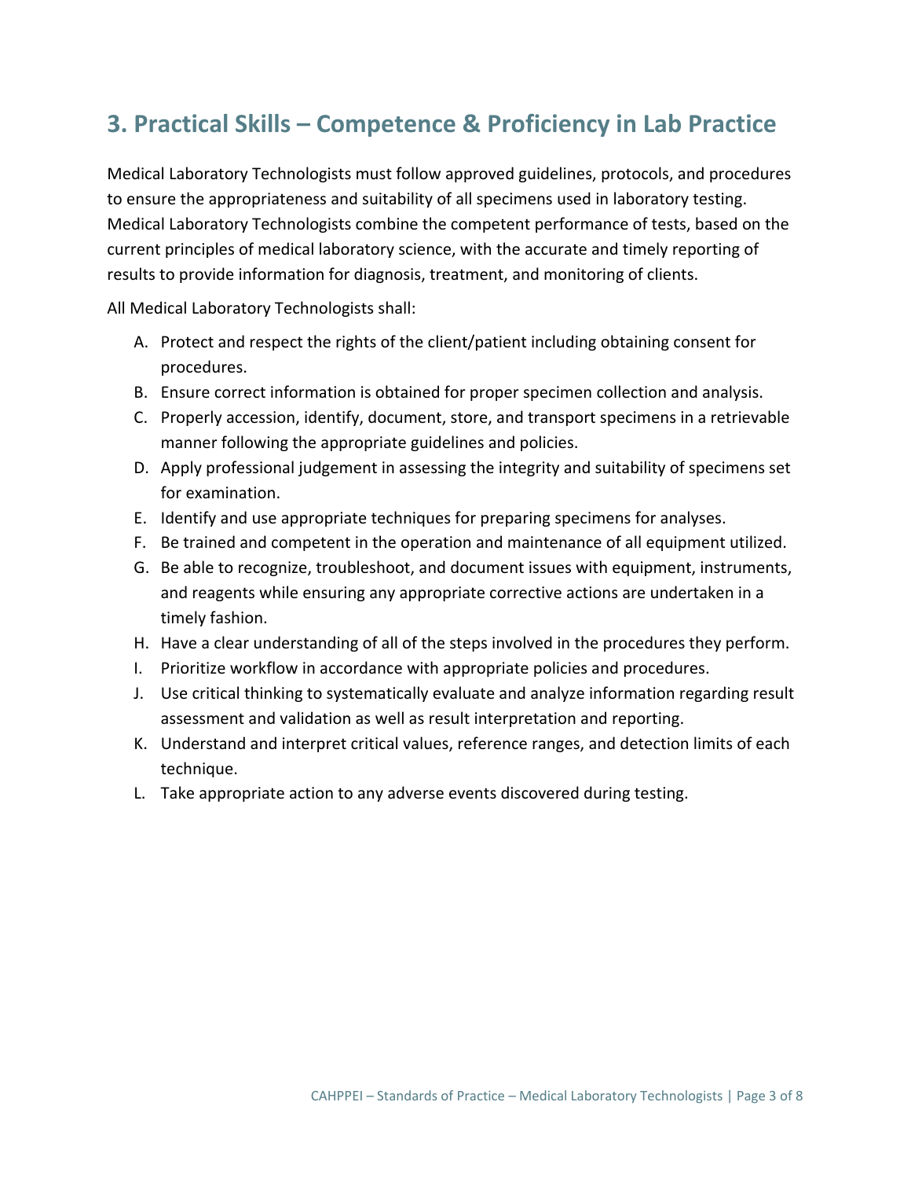## 3. Practical Skills – Competence & Proficiency in Lab Practice

Medical Laboratory Technologists must follow approved guidelines, protocols, and procedures to ensure the appropriateness and suitability of all specimens used in laboratory testing. Medical Laboratory Technologists combine the competent performance of tests, based on the current principles of medical laboratory science, with the accurate and timely reporting of results to provide information for diagnosis, treatment, and monitoring of clients.

All Medical Laboratory Technologists shall:

A. Protect and respect the rights of the client/patient including obtaining consent for procedures.
B. Ensure correct information is obtained for proper specimen collection and analysis.
C. Properly accession, identify, document, store, and transport specimens in a retrievable manner following the appropriate guidelines and policies.
D. Apply professional judgement in assessing the integrity and suitability of specimens set for examination.
E. Identify and use appropriate techniques for preparing specimens for analyses.
F. Be trained and competent in the operation and maintenance of all equipment utilized.
G. Be able to recognize, troubleshoot, and document issues with equipment, instruments, and reagents while ensuring any appropriate corrective actions are undertaken in a timely fashion.
H. Have a clear understanding of all of the steps involved in the procedures they perform.
I. Prioritize workflow in accordance with appropriate policies and procedures.
J. Use critical thinking to systematically evaluate and analyze information regarding result assessment and validation as well as result interpretation and reporting.
K. Understand and interpret critical values, reference ranges, and detection limits of each technique.
L. Take appropriate action to any adverse events discovered during testing.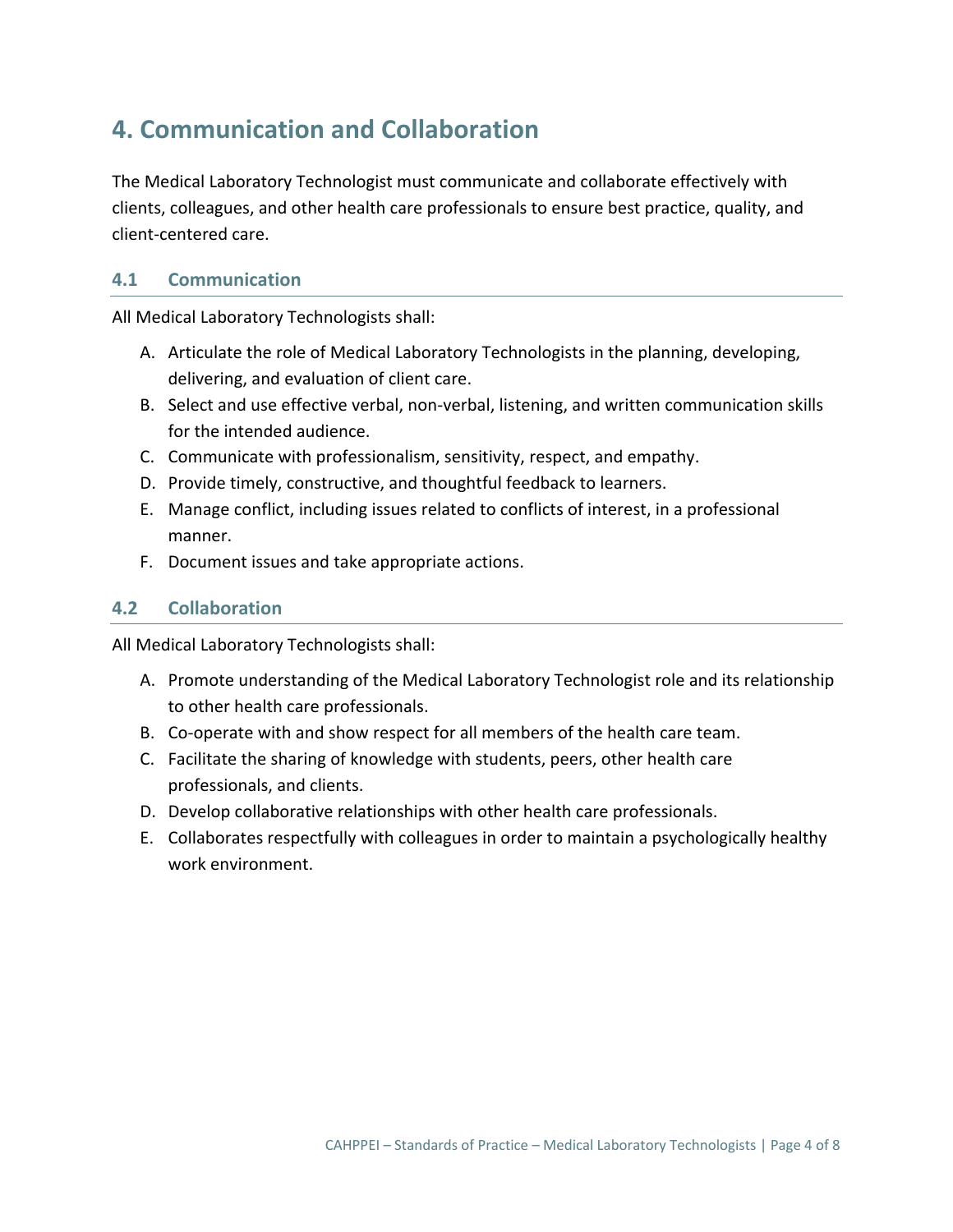## 4. Communication and Collaboration

The Medical Laboratory Technologist must communicate and collaborate effectively with clients, colleagues, and other health care professionals to ensure best practice, quality, and client-centered care.

### 4.1 Communication

All Medical Laboratory Technologists shall:

A. Articulate the role of Medical Laboratory Technologists in the planning, developing, delivering, and evaluation of client care.
B. Select and use effective verbal, non-verbal, listening, and written communication skills for the intended audience.
C. Communicate with professionalism, sensitivity, respect, and empathy.
D. Provide timely, constructive, and thoughtful feedback to learners.
E. Manage conflict, including issues related to conflicts of interest, in a professional manner.
F. Document issues and take appropriate actions.

### 4.2 Collaboration

All Medical Laboratory Technologists shall:

A. Promote understanding of the Medical Laboratory Technologist role and its relationship to other health care professionals.
B. Co-operate with and show respect for all members of the health care team.
C. Facilitate the sharing of knowledge with students, peers, other health care professionals, and clients.
D. Develop collaborative relationships with other health care professionals.
E. Collaborates respectfully with colleagues in order to maintain a psychologically healthy work environment.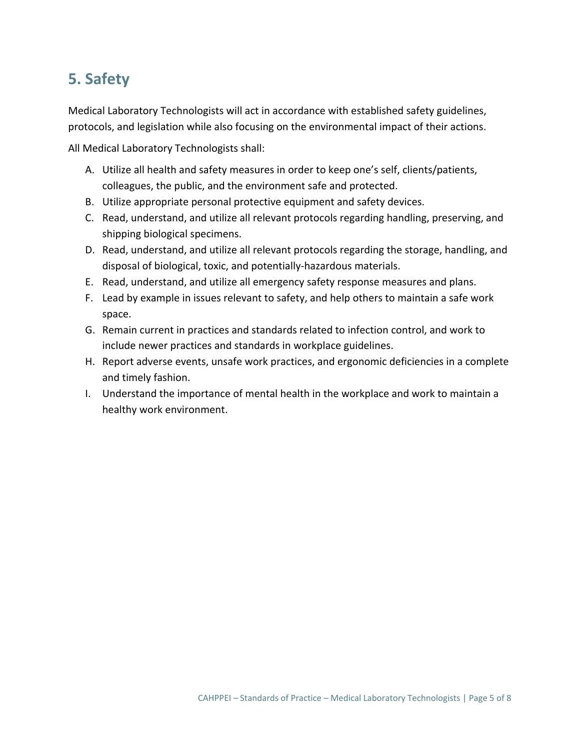## 5. Safety

Medical Laboratory Technologists will act in accordance with established safety guidelines, protocols, and legislation while also focusing on the environmental impact of their actions.

All Medical Laboratory Technologists shall:

A. Utilize all health and safety measures in order to keep one's self, clients/patients, colleagues, the public, and the environment safe and protected.
B. Utilize appropriate personal protective equipment and safety devices.
C. Read, understand, and utilize all relevant protocols regarding handling, preserving, and shipping biological specimens.
D. Read, understand, and utilize all relevant protocols regarding the storage, handling, and disposal of biological, toxic, and potentially-hazardous materials.
E. Read, understand, and utilize all emergency safety response measures and plans.
F. Lead by example in issues relevant to safety, and help others to maintain a safe work space.
G. Remain current in practices and standards related to infection control, and work to include newer practices and standards in workplace guidelines.
H. Report adverse events, unsafe work practices, and ergonomic deficiencies in a complete and timely fashion.
I. Understand the importance of mental health in the workplace and work to maintain a healthy work environment.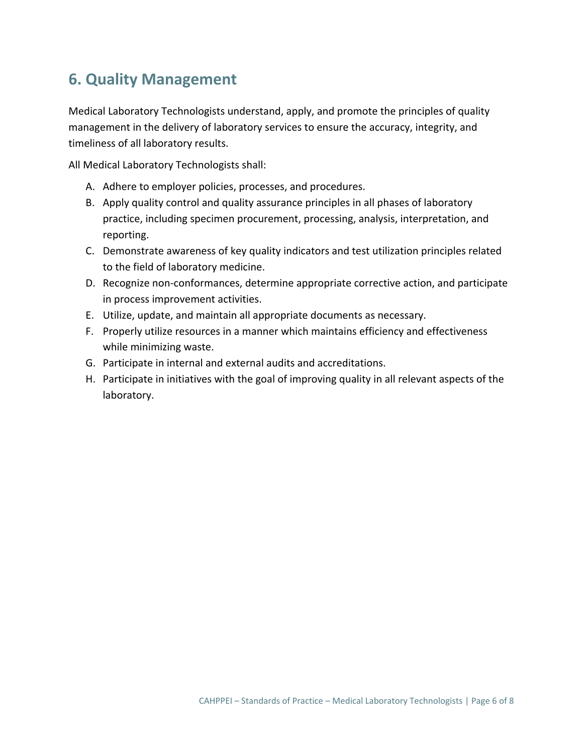## 6. Quality Management

Medical Laboratory Technologists understand, apply, and promote the principles of quality management in the delivery of laboratory services to ensure the accuracy, integrity, and timeliness of all laboratory results.

All Medical Laboratory Technologists shall:

A. Adhere to employer policies, processes, and procedures.
B. Apply quality control and quality assurance principles in all phases of laboratory practice, including specimen procurement, processing, analysis, interpretation, and reporting.
C. Demonstrate awareness of key quality indicators and test utilization principles related to the field of laboratory medicine.
D. Recognize non-conformances, determine appropriate corrective action, and participate in process improvement activities.
E. Utilize, update, and maintain all appropriate documents as necessary.
F. Properly utilize resources in a manner which maintains efficiency and effectiveness while minimizing waste.
G. Participate in internal and external audits and accreditations.
H. Participate in initiatives with the goal of improving quality in all relevant aspects of the laboratory.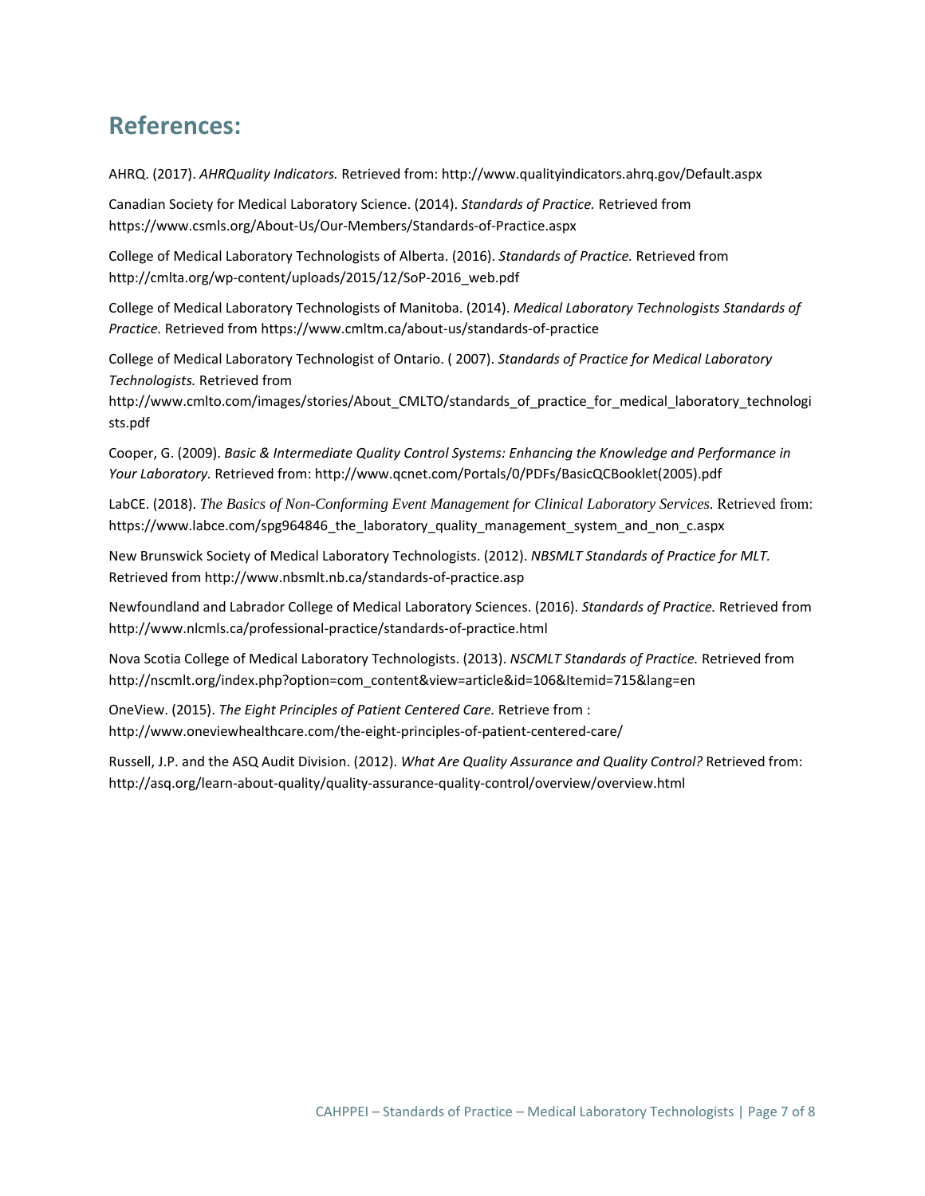## References:

AHRQ. (2017). *AHRQuality Indicators.* Retrieved from: http://www.qualityindicators.ahrq.gov/Default.aspx

Canadian Society for Medical Laboratory Science. (2014). *Standards of Practice.* Retrieved from https://www.csmls.org/About-Us/Our-Members/Standards-of-Practice.aspx

College of Medical Laboratory Technologists of Alberta. (2016). *Standards of Practice.* Retrieved from http://cmlta.org/wp-content/uploads/2015/12/SoP-2016_web.pdf

College of Medical Laboratory Technologists of Manitoba. (2014). *Medical Laboratory Technologists Standards of Practice.* Retrieved from https://www.cmltm.ca/about-us/standards-of-practice

College of Medical Laboratory Technologist of Ontario. ( 2007). *Standards of Practice for Medical Laboratory Technologists.* Retrieved from http://www.cmlto.com/images/stories/About_CMLTO/standards_of_practice_for_medical_laboratory_technologists.pdf

Cooper, G. (2009). *Basic & Intermediate Quality Control Systems: Enhancing the Knowledge and Performance in Your Laboratory.* Retrieved from: http://www.qcnet.com/Portals/0/PDFs/BasicQCBooklet(2005).pdf

LabCE. (2018). *The Basics of Non-Conforming Event Management for Clinical Laboratory Services.* Retrieved from: https://www.labce.com/spg964846_the_laboratory_quality_management_system_and_non_c.aspx

New Brunswick Society of Medical Laboratory Technologists. (2012). *NBSMLT Standards of Practice for MLT.* Retrieved from http://www.nbsmlt.nb.ca/standards-of-practice.asp

Newfoundland and Labrador College of Medical Laboratory Sciences. (2016). *Standards of Practice.* Retrieved from http://www.nlcmls.ca/professional-practice/standards-of-practice.html

Nova Scotia College of Medical Laboratory Technologists. (2013). *NSCMLT Standards of Practice.* Retrieved from http://nscmlt.org/index.php?option=com_content&view=article&id=106&Itemid=715&lang=en

OneView. (2015). *The Eight Principles of Patient Centered Care.* Retrieve from : http://www.oneviewhealthcare.com/the-eight-principles-of-patient-centered-care/

Russell, J.P. and the ASQ Audit Division. (2012). *What Are Quality Assurance and Quality Control?* Retrieved from: http://asq.org/learn-about-quality/quality-assurance-quality-control/overview/overview.html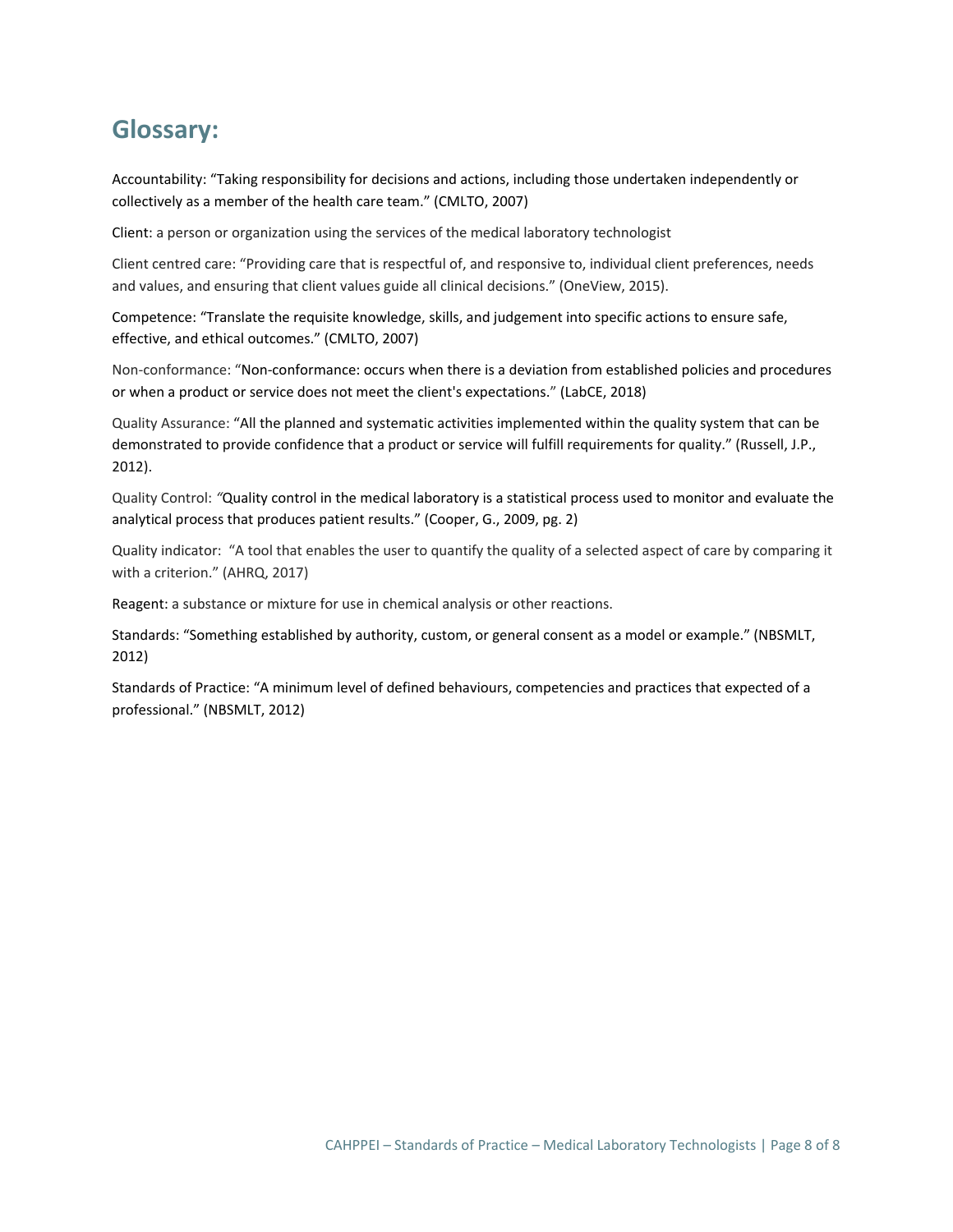## Glossary:

Accountability: "Taking responsibility for decisions and actions, including those undertaken independently or collectively as a member of the health care team." (CMLTO, 2007)

Client: a person or organization using the services of the medical laboratory technologist

Client centred care: "Providing care that is respectful of, and responsive to, individual client preferences, needs and values, and ensuring that client values guide all clinical decisions." (OneView, 2015).

Competence: "Translate the requisite knowledge, skills, and judgement into specific actions to ensure safe, effective, and ethical outcomes." (CMLTO, 2007)

Non-conformance: "Non-conformance: occurs when there is a deviation from established policies and procedures or when a product or service does not meet the client's expectations." (LabCE, 2018)

Quality Assurance: "All the planned and systematic activities implemented within the quality system that can be demonstrated to provide confidence that a product or service will fulfill requirements for quality." (Russell, J.P., 2012).

Quality Control: "Quality control in the medical laboratory is a statistical process used to monitor and evaluate the analytical process that produces patient results." (Cooper, G., 2009, pg. 2)

Quality indicator: "A tool that enables the user to quantify the quality of a selected aspect of care by comparing it with a criterion." (AHRQ, 2017)

Reagent: a substance or mixture for use in chemical analysis or other reactions.

Standards: "Something established by authority, custom, or general consent as a model or example." (NBSMLT, 2012)

Standards of Practice: "A minimum level of defined behaviours, competencies and practices that expected of a professional." (NBSMLT, 2012)